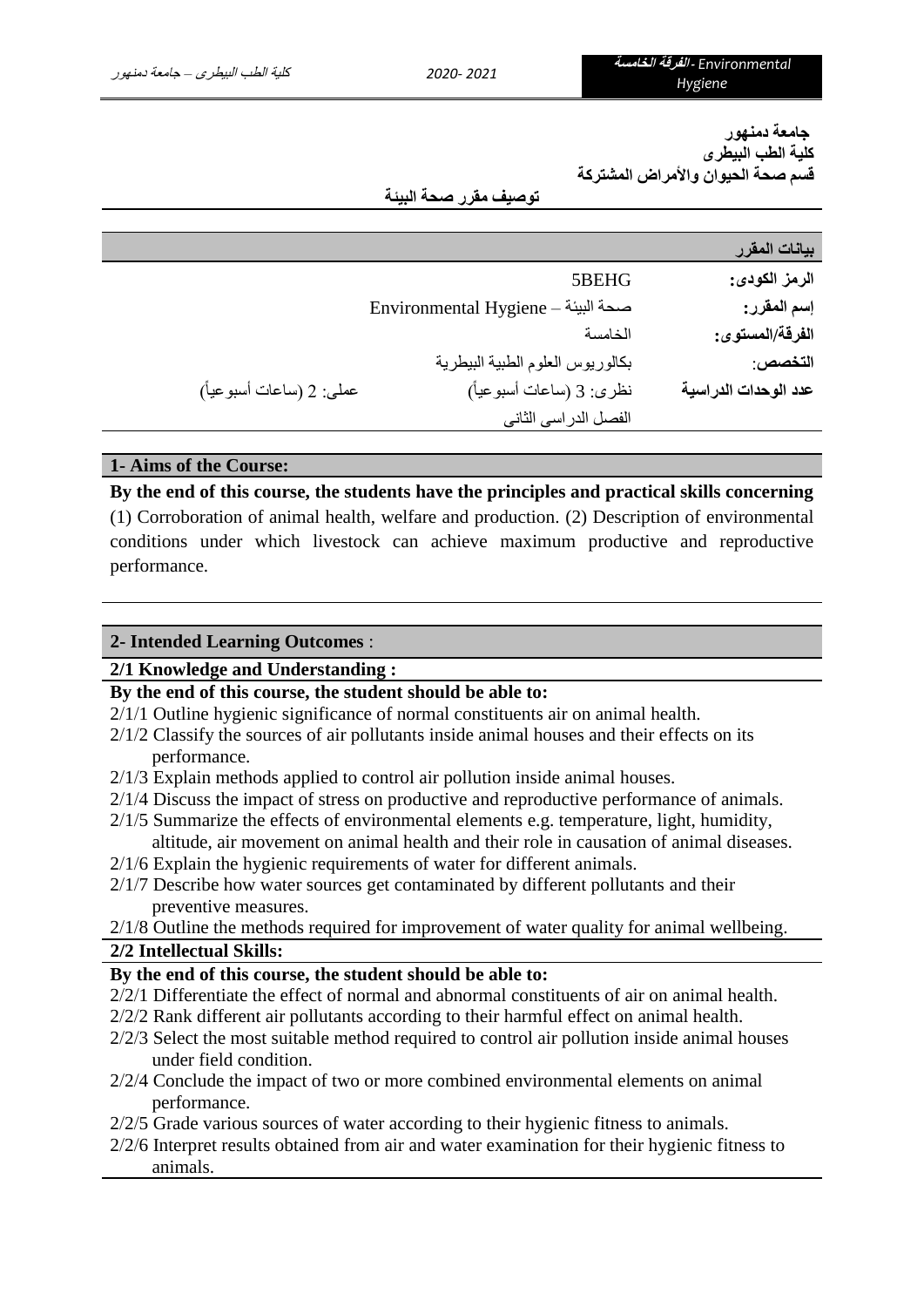**جامعة دمنهور**
**كلية الطب البيطرى**
**قسم صحة الحيوان والأمراض المشتركة**

**توصيف مقرر صحة البيئة**

| بيانات المقرر | | |
|---|---|---|
| **الرمز الكودى:** | 5BEHG | |
| **إسم المقرر:** | صحة البيئة – Environmental Hygiene | |
| **الفرقة/المستوى:** | الخامسة | |
| **التخصص:** | بكالوريوس العلوم الطبية البيطرية | |
| **عدد الوحدات الدراسية** | نظرى: 3 (ساعات أسبوعياً) | عملى: 2 (ساعات أسبوعياً) |
| | الفصل الدراسى الثانى | |

## 1- Aims of the Course:

**By the end of this course, the students have the principles and practical skills concerning** (1) Corroboration of animal health, welfare and production. (2) Description of environmental conditions under which livestock can achieve maximum productive and reproductive performance.

## 2- Intended Learning Outcomes :

### 2/1 Knowledge and Understanding :

**By the end of this course, the student should be able to:**

2/1/1 Outline hygienic significance of normal constituents air on animal health.
2/1/2 Classify the sources of air pollutants inside animal houses and their effects on its performance.
2/1/3 Explain methods applied to control air pollution inside animal houses.
2/1/4 Discuss the impact of stress on productive and reproductive performance of animals.
2/1/5 Summarize the effects of environmental elements e.g. temperature, light, humidity, altitude, air movement on animal health and their role in causation of animal diseases.
2/1/6 Explain the hygienic requirements of water for different animals.
2/1/7 Describe how water sources get contaminated by different pollutants and their preventive measures.
2/1/8 Outline the methods required for improvement of water quality for animal wellbeing.

### 2/2 Intellectual Skills:

**By the end of this course, the student should be able to:**

2/2/1 Differentiate the effect of normal and abnormal constituents of air on animal health.
2/2/2 Rank different air pollutants according to their harmful effect on animal health.
2/2/3 Select the most suitable method required to control air pollution inside animal houses under field condition.
2/2/4 Conclude the impact of two or more combined environmental elements on animal performance.
2/2/5 Grade various sources of water according to their hygienic fitness to animals.
2/2/6 Interpret results obtained from air and water examination for their hygienic fitness to animals.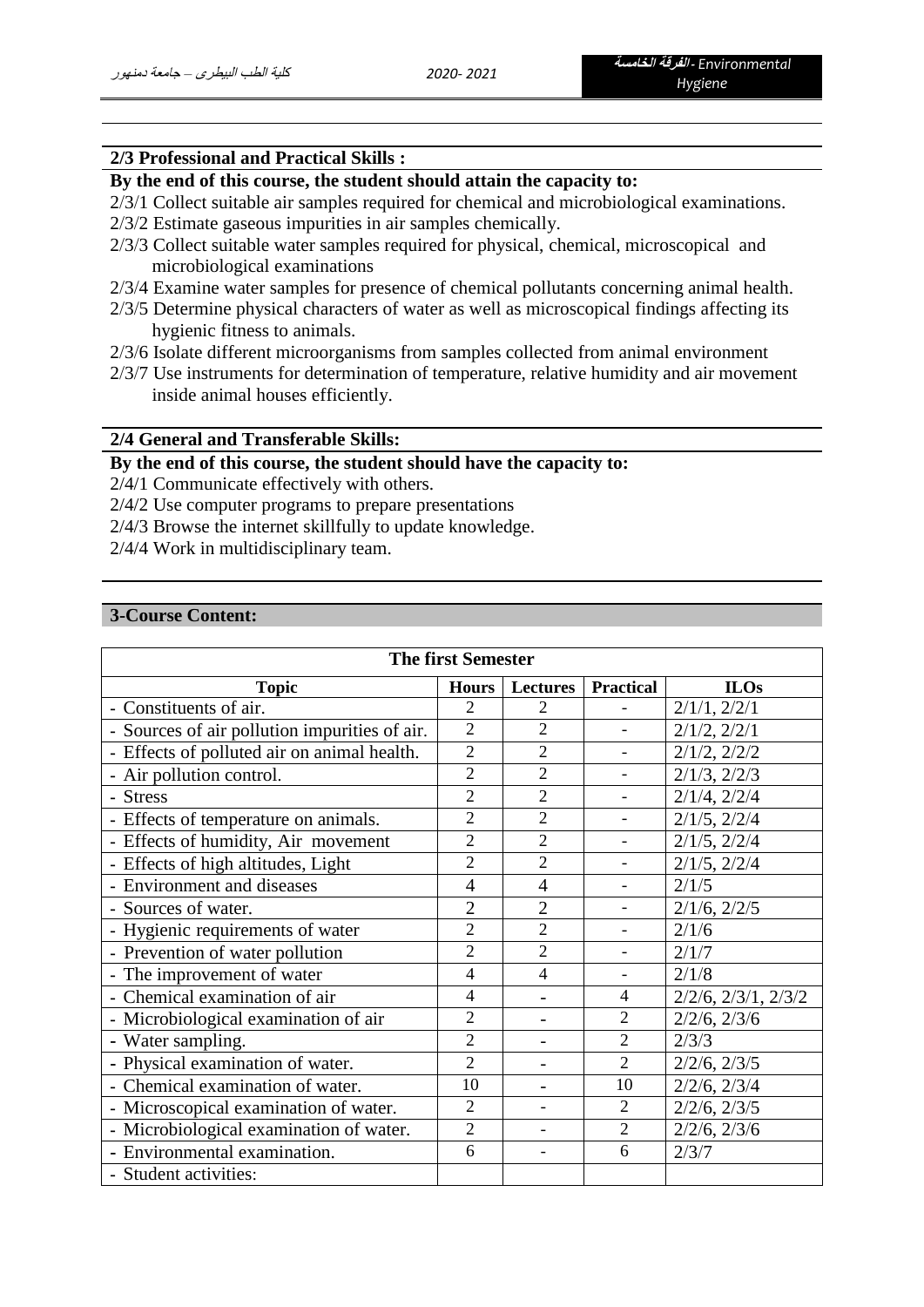## 2/3 Professional and Practical Skills :

**By the end of this course, the student should attain the capacity to:**

2/3/1 Collect suitable air samples required for chemical and microbiological examinations.
2/3/2 Estimate gaseous impurities in air samples chemically.
2/3/3 Collect suitable water samples required for physical, chemical, microscopical and microbiological examinations
2/3/4 Examine water samples for presence of chemical pollutants concerning animal health.
2/3/5 Determine physical characters of water as well as microscopical findings affecting its hygienic fitness to animals.
2/3/6 Isolate different microorganisms from samples collected from animal environment
2/3/7 Use instruments for determination of temperature, relative humidity and air movement inside animal houses efficiently.

## 2/4 General and Transferable Skills:

**By the end of this course, the student should have the capacity to:**

2/4/1 Communicate effectively with others.
2/4/2 Use computer programs to prepare presentations
2/4/3 Browse the internet skillfully to update knowledge.
2/4/4 Work in multidisciplinary team.

## 3-Course Content:

| The first Semester | | | | |
|---|---|---|---|---|
| **Topic** | **Hours** | **Lectures** | **Practical** | **ILOs** |
| - Constituents of air. | 2 | 2 | - | 2/1/1, 2/2/1 |
| - Sources of air pollution impurities of air. | 2 | 2 | - | 2/1/2, 2/2/1 |
| - Effects of polluted air on animal health. | 2 | 2 | - | 2/1/2, 2/2/2 |
| - Air pollution control. | 2 | 2 | - | 2/1/3, 2/2/3 |
| - Stress | 2 | 2 | - | 2/1/4, 2/2/4 |
| - Effects of temperature on animals. | 2 | 2 | - | 2/1/5, 2/2/4 |
| - Effects of humidity, Air movement | 2 | 2 | - | 2/1/5, 2/2/4 |
| - Effects of high altitudes, Light | 2 | 2 | - | 2/1/5, 2/2/4 |
| - Environment and diseases | 4 | 4 | - | 2/1/5 |
| - Sources of water. | 2 | 2 | - | 2/1/6, 2/2/5 |
| - Hygienic requirements of water | 2 | 2 | - | 2/1/6 |
| - Prevention of water pollution | 2 | 2 | - | 2/1/7 |
| - The improvement of water | 4 | 4 | - | 2/1/8 |
| - Chemical examination of air | 4 | - | 4 | 2/2/6, 2/3/1, 2/3/2 |
| - Microbiological examination of air | 2 | - | 2 | 2/2/6, 2/3/6 |
| - Water sampling. | 2 | - | 2 | 2/3/3 |
| - Physical examination of water. | 2 | - | 2 | 2/2/6, 2/3/5 |
| - Chemical examination of water. | 10 | - | 10 | 2/2/6, 2/3/4 |
| - Microscopical examination of water. | 2 | - | 2 | 2/2/6, 2/3/5 |
| - Microbiological examination of water. | 2 | - | 2 | 2/2/6, 2/3/6 |
| - Environmental examination. | 6 | - | 6 | 2/3/7 |
| - Student activities: | | | | |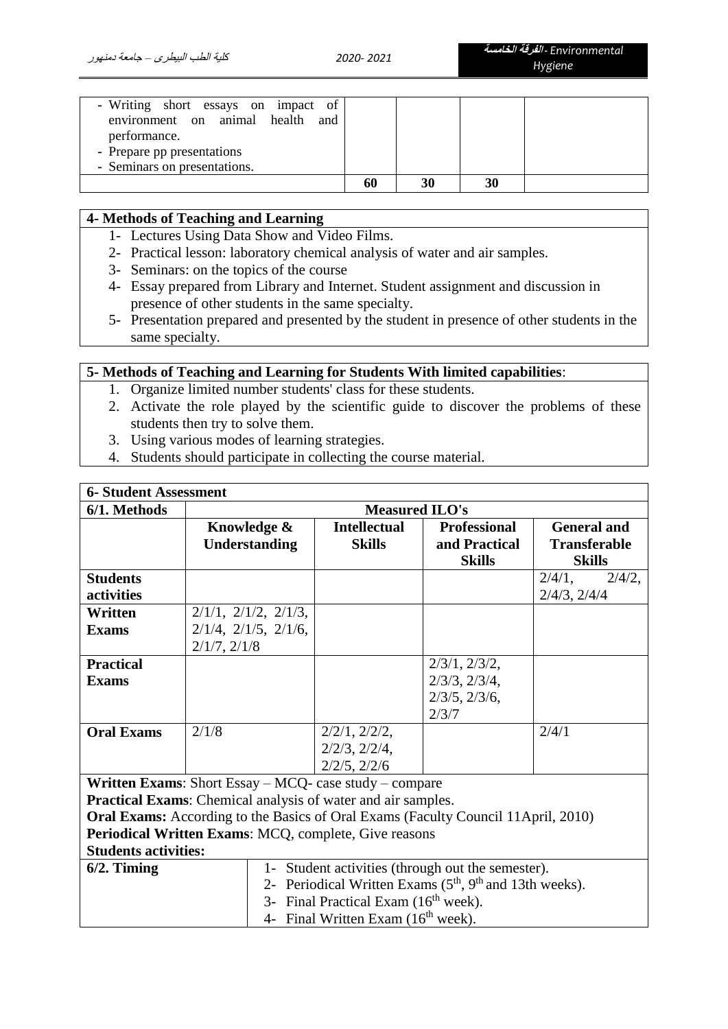| | | | | |
|---|---|---|---|---|
| - Writing short essays on impact of environment on animal health and performance.<br>- Prepare pp presentations<br>- Seminars on presentations. | | | | |
| | **60** | **30** | **30** | |

**4- Methods of Teaching and Learning**

1- Lectures Using Data Show and Video Films.
2- Practical lesson: laboratory chemical analysis of water and air samples.
3- Seminars: on the topics of the course
4- Essay prepared from Library and Internet. Student assignment and discussion in presence of other students in the same specialty.
5- Presentation prepared and presented by the student in presence of other students in the same specialty.

**5- Methods of Teaching and Learning for Students With limited capabilities**:

1. Organize limited number students' class for these students.
2. Activate the role played by the scientific guide to discover the problems of these students then try to solve them.
3. Using various modes of learning strategies.
4. Students should participate in collecting the course material.

**6- Student Assessment**

| **6/1. Methods** | **Measured ILO's** | | | |
|---|---|---|---|---|
| | **Knowledge & Understanding** | **Intellectual Skills** | **Professional and Practical Skills** | **General and Transferable Skills** |
| **Students activities** | | | | 2/4/1, 2/4/2, 2/4/3, 2/4/4 |
| **Written Exams** | 2/1/1, 2/1/2, 2/1/3, 2/1/4, 2/1/5, 2/1/6, 2/1/7, 2/1/8 | | | |
| **Practical Exams** | | | 2/3/1, 2/3/2, 2/3/3, 2/3/4, 2/3/5, 2/3/6, 2/3/7 | |
| **Oral Exams** | 2/1/8 | 2/2/1, 2/2/2, 2/2/3, 2/2/4, 2/2/5, 2/2/6 | | 2/4/1 |

**Written Exams**: Short Essay – MCQ- case study – compare
**Practical Exams**: Chemical analysis of water and air samples.
**Oral Exams:** According to the Basics of Oral Exams (Faculty Council 11April, 2010)
**Periodical Written Exams**: MCQ, complete, Give reasons
**Students activities:**

| **6/2. Timing** | |
|---|---|
| | 1- Student activities (through out the semester).<br>2- Periodical Written Exams ($5^{th}$, $9^{th}$ and 13th weeks).<br>3- Final Practical Exam ($16^{th}$ week).<br>4- Final Written Exam ($16^{th}$ week). |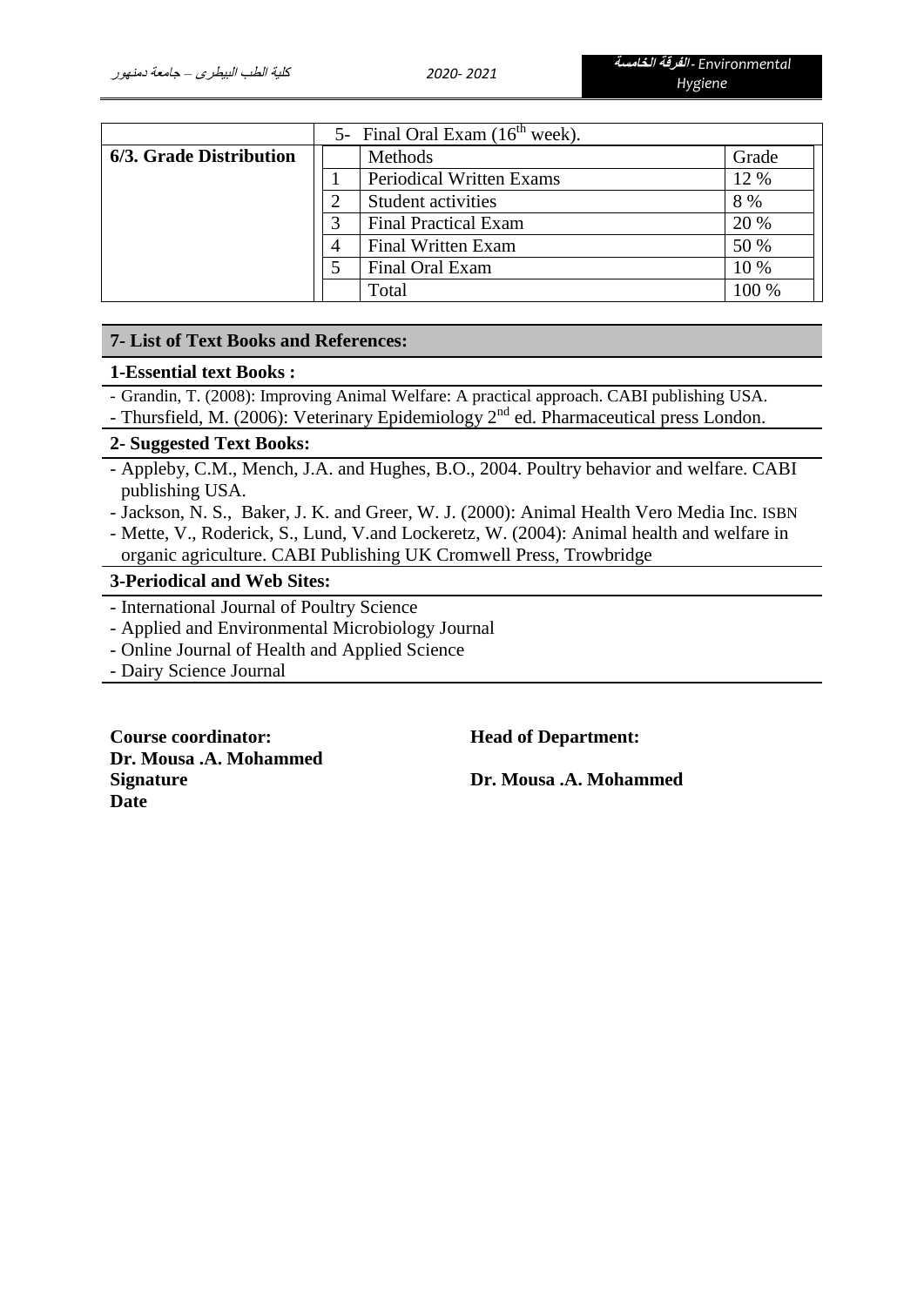| | | | |
|---|---|---|---|
| | 5- Final Oral Exam (16th week). | | |
| **6/3. Grade Distribution** | | Methods | Grade |
| | 1 | Periodical Written Exams | 12 % |
| | 2 | Student activities | 8 % |
| | 3 | Final Practical Exam | 20 % |
| | 4 | Final Written Exam | 50 % |
| | 5 | Final Oral Exam | 10 % |
| | | Total | 100 % |

## 7- List of Text Books and References:

**1-Essential text Books :**

- Grandin, T. (2008): Improving Animal Welfare: A practical approach. CABI publishing USA.
- Thursfield, M. (2006): Veterinary Epidemiology 2nd ed. Pharmaceutical press London.

**2- Suggested Text Books:**

- Appleby, C.M., Mench, J.A. and Hughes, B.O., 2004. Poultry behavior and welfare. CABI publishing USA.
- Jackson, N. S., Baker, J. K. and Greer, W. J. (2000): Animal Health Vero Media Inc. ISBN
- Mette, V., Roderick, S., Lund, V.and Lockeretz, W. (2004): Animal health and welfare in organic agriculture. CABI Publishing UK Cromwell Press, Trowbridge

**3-Periodical and Web Sites:**

- International Journal of Poultry Science
- Applied and Environmental Microbiology Journal
- Online Journal of Health and Applied Science
- Dairy Science Journal

**Course coordinator:**
**Dr. Mousa .A. Mohammed**
**Signature**
**Date**

**Head of Department:**

**Dr. Mousa .A. Mohammed**